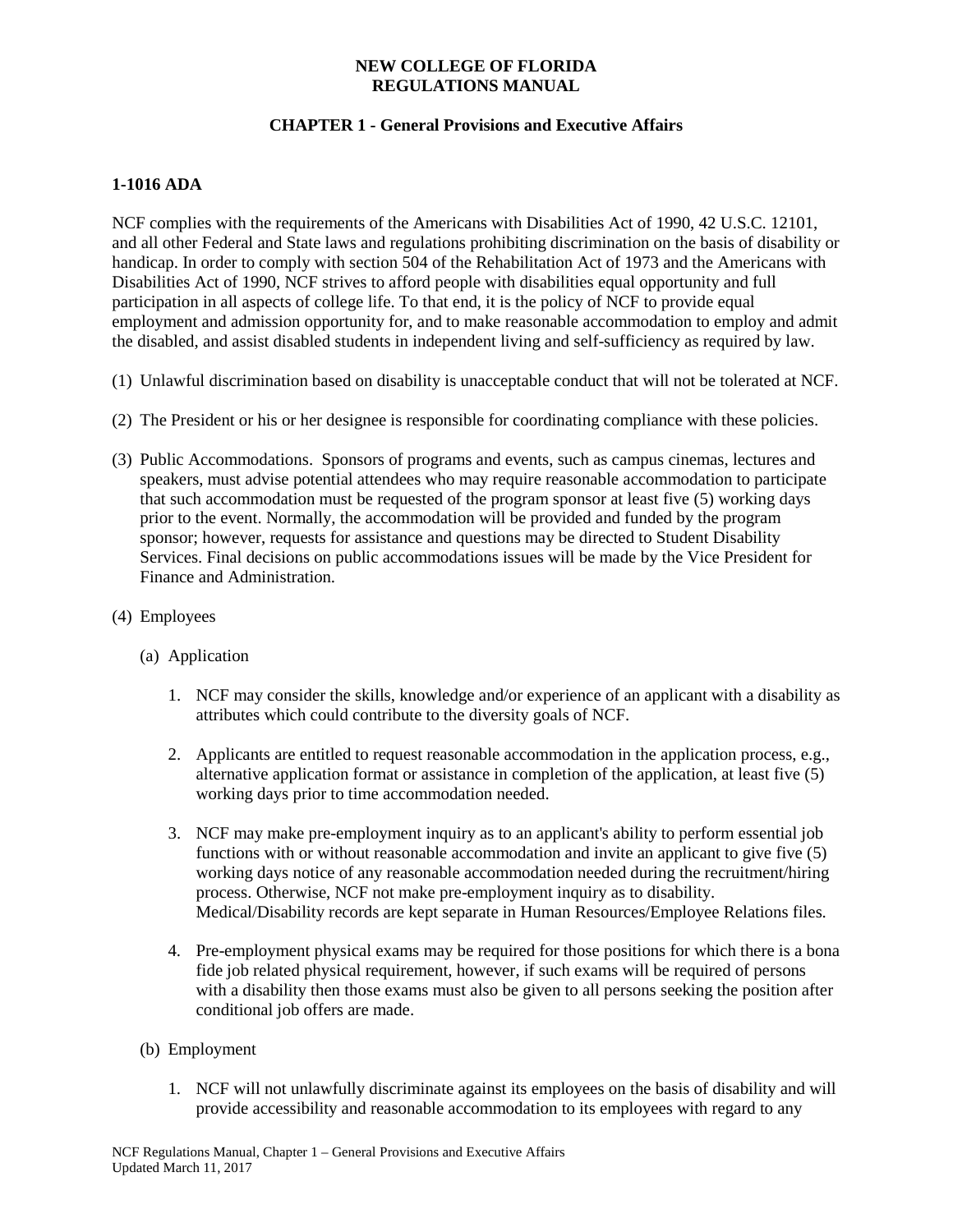**NEW COLLEGE OF FLORIDA**
**REGULATIONS MANUAL**

**CHAPTER 1 - General Provisions and Executive Affairs**

### 1-1016 ADA

NCF complies with the requirements of the Americans with Disabilities Act of 1990, 42 U.S.C. 12101, and all other Federal and State laws and regulations prohibiting discrimination on the basis of disability or handicap. In order to comply with section 504 of the Rehabilitation Act of 1973 and the Americans with Disabilities Act of 1990, NCF strives to afford people with disabilities equal opportunity and full participation in all aspects of college life. To that end, it is the policy of NCF to provide equal employment and admission opportunity for, and to make reasonable accommodation to employ and admit the disabled, and assist disabled students in independent living and self-sufficiency as required by law.

(1) Unlawful discrimination based on disability is unacceptable conduct that will not be tolerated at NCF.

(2) The President or his or her designee is responsible for coordinating compliance with these policies.

(3) Public Accommodations. Sponsors of programs and events, such as campus cinemas, lectures and speakers, must advise potential attendees who may require reasonable accommodation to participate that such accommodation must be requested of the program sponsor at least five (5) working days prior to the event. Normally, the accommodation will be provided and funded by the program sponsor; however, requests for assistance and questions may be directed to Student Disability Services. Final decisions on public accommodations issues will be made by the Vice President for Finance and Administration.

(4) Employees

(a) Application

1. NCF may consider the skills, knowledge and/or experience of an applicant with a disability as attributes which could contribute to the diversity goals of NCF.

2. Applicants are entitled to request reasonable accommodation in the application process, e.g., alternative application format or assistance in completion of the application, at least five (5) working days prior to time accommodation needed.

3. NCF may make pre-employment inquiry as to an applicant's ability to perform essential job functions with or without reasonable accommodation and invite an applicant to give five (5) working days notice of any reasonable accommodation needed during the recruitment/hiring process. Otherwise, NCF not make pre-employment inquiry as to disability. Medical/Disability records are kept separate in Human Resources/Employee Relations files.

4. Pre-employment physical exams may be required for those positions for which there is a bona fide job related physical requirement, however, if such exams will be required of persons with a disability then those exams must also be given to all persons seeking the position after conditional job offers are made.

(b) Employment

1. NCF will not unlawfully discriminate against its employees on the basis of disability and will provide accessibility and reasonable accommodation to its employees with regard to any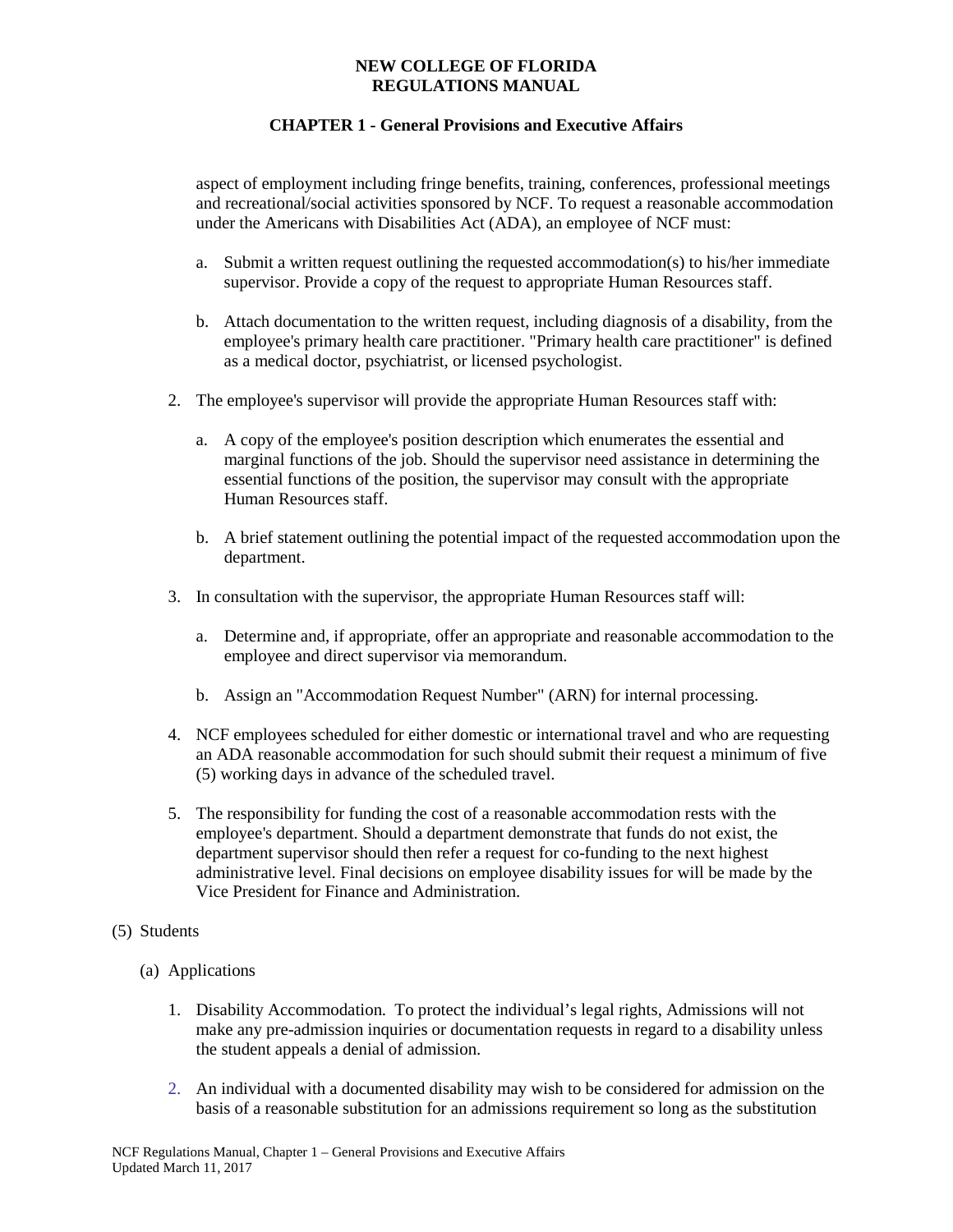aspect of employment including fringe benefits, training, conferences, professional meetings and recreational/social activities sponsored by NCF. To request a reasonable accommodation under the Americans with Disabilities Act (ADA), an employee of NCF must:

a. Submit a written request outlining the requested accommodation(s) to his/her immediate supervisor. Provide a copy of the request to appropriate Human Resources staff.

b. Attach documentation to the written request, including diagnosis of a disability, from the employee's primary health care practitioner. "Primary health care practitioner" is defined as a medical doctor, psychiatrist, or licensed psychologist.

2. The employee's supervisor will provide the appropriate Human Resources staff with:

   a. A copy of the employee's position description which enumerates the essential and marginal functions of the job. Should the supervisor need assistance in determining the essential functions of the position, the supervisor may consult with the appropriate Human Resources staff.

   b. A brief statement outlining the potential impact of the requested accommodation upon the department.

3. In consultation with the supervisor, the appropriate Human Resources staff will:

   a. Determine and, if appropriate, offer an appropriate and reasonable accommodation to the employee and direct supervisor via memorandum.

   b. Assign an "Accommodation Request Number" (ARN) for internal processing.

4. NCF employees scheduled for either domestic or international travel and who are requesting an ADA reasonable accommodation for such should submit their request a minimum of five (5) working days in advance of the scheduled travel.

5. The responsibility for funding the cost of a reasonable accommodation rests with the employee's department. Should a department demonstrate that funds do not exist, the department supervisor should then refer a request for co-funding to the next highest administrative level. Final decisions on employee disability issues for will be made by the Vice President for Finance and Administration.

(5) Students

(a) Applications

1. Disability Accommodation. To protect the individual's legal rights, Admissions will not make any pre-admission inquiries or documentation requests in regard to a disability unless the student appeals a denial of admission.

2. An individual with a documented disability may wish to be considered for admission on the basis of a reasonable substitution for an admissions requirement so long as the substitution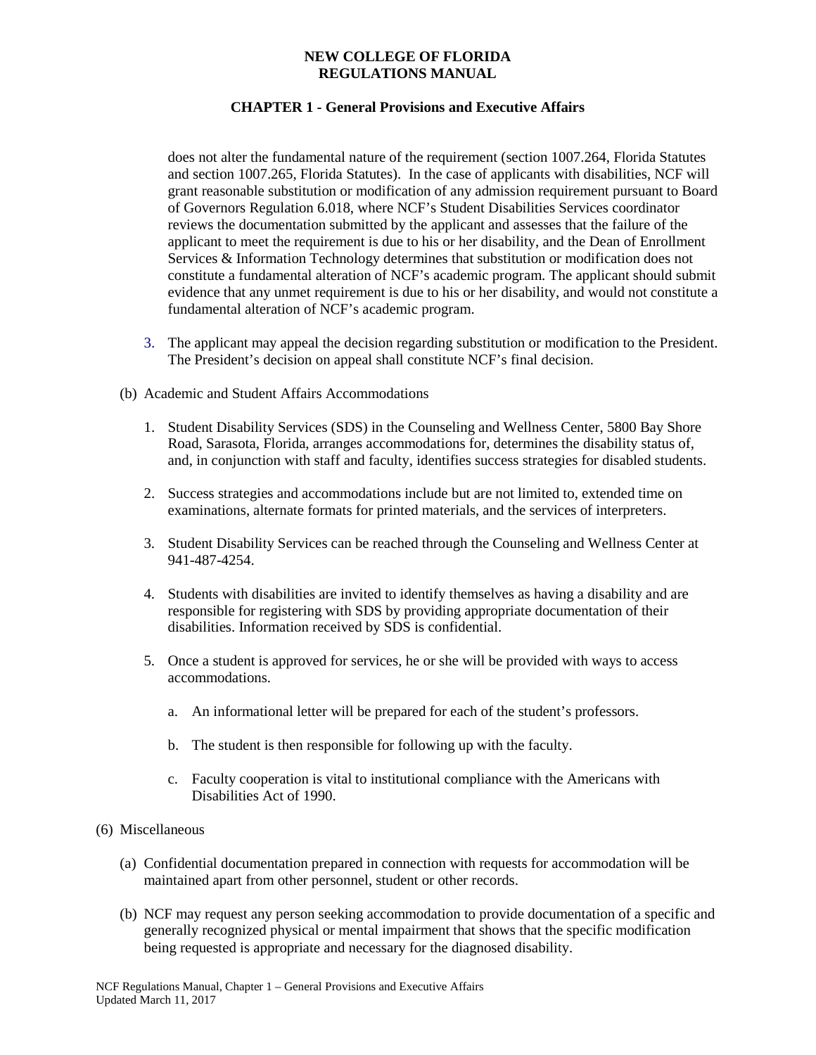does not alter the fundamental nature of the requirement (section 1007.264, Florida Statutes and section 1007.265, Florida Statutes). In the case of applicants with disabilities, NCF will grant reasonable substitution or modification of any admission requirement pursuant to Board of Governors Regulation 6.018, where NCF's Student Disabilities Services coordinator reviews the documentation submitted by the applicant and assesses that the failure of the applicant to meet the requirement is due to his or her disability, and the Dean of Enrollment Services & Information Technology determines that substitution or modification does not constitute a fundamental alteration of NCF's academic program. The applicant should submit evidence that any unmet requirement is due to his or her disability, and would not constitute a fundamental alteration of NCF's academic program.

3. The applicant may appeal the decision regarding substitution or modification to the President. The President's decision on appeal shall constitute NCF's final decision.

(b) Academic and Student Affairs Accommodations

1. Student Disability Services (SDS) in the Counseling and Wellness Center, 5800 Bay Shore Road, Sarasota, Florida, arranges accommodations for, determines the disability status of, and, in conjunction with staff and faculty, identifies success strategies for disabled students.

2. Success strategies and accommodations include but are not limited to, extended time on examinations, alternate formats for printed materials, and the services of interpreters.

3. Student Disability Services can be reached through the Counseling and Wellness Center at 941-487-4254.

4. Students with disabilities are invited to identify themselves as having a disability and are responsible for registering with SDS by providing appropriate documentation of their disabilities. Information received by SDS is confidential.

5. Once a student is approved for services, he or she will be provided with ways to access accommodations.

   a. An informational letter will be prepared for each of the student's professors.

   b. The student is then responsible for following up with the faculty.

   c. Faculty cooperation is vital to institutional compliance with the Americans with Disabilities Act of 1990.

(6) Miscellaneous

(a) Confidential documentation prepared in connection with requests for accommodation will be maintained apart from other personnel, student or other records.

(b) NCF may request any person seeking accommodation to provide documentation of a specific and generally recognized physical or mental impairment that shows that the specific modification being requested is appropriate and necessary for the diagnosed disability.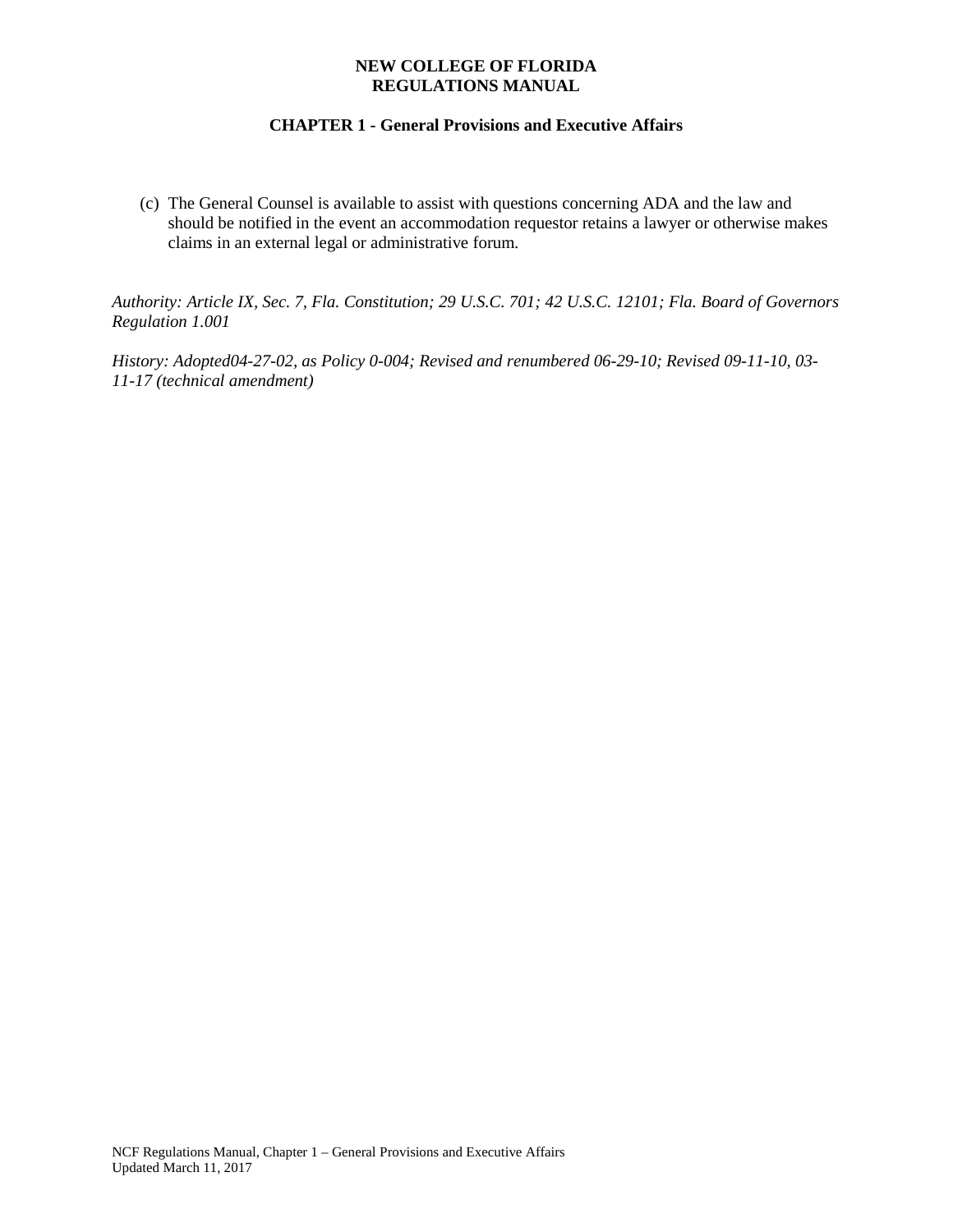(c) The General Counsel is available to assist with questions concerning ADA and the law and should be notified in the event an accommodation requestor retains a lawyer or otherwise makes claims in an external legal or administrative forum.

*Authority: Article IX, Sec. 7, Fla. Constitution; 29 U.S.C. 701; 42 U.S.C. 12101; Fla. Board of Governors Regulation 1.001*

*History: Adopted04-27-02, as Policy 0-004; Revised and renumbered 06-29-10; Revised 09-11-10, 03-11-17 (technical amendment)*